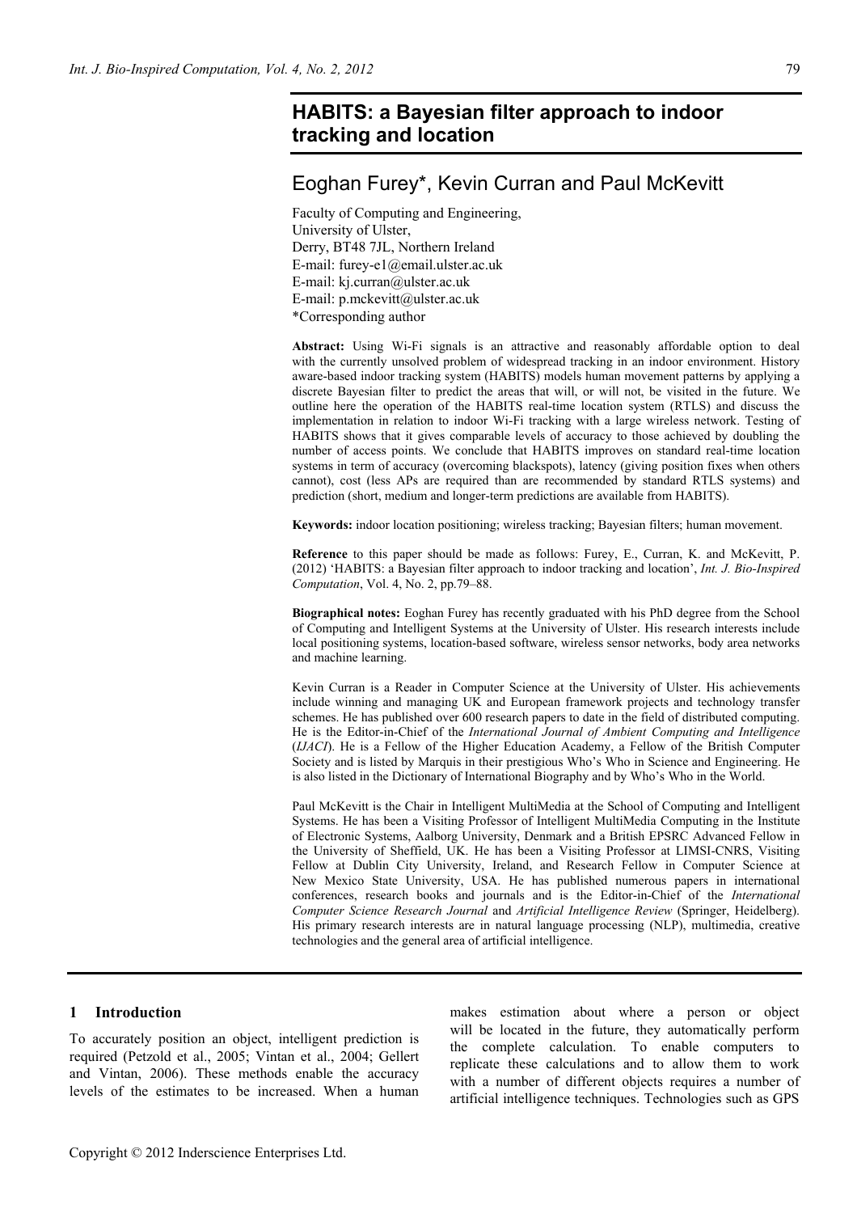# HABITS: a Bayesian filter approach to indoor tracking and location

## Eoghan Furey*, Kevin Curran and Paul McKevitt

Faculty of Computing and Engineering,
University of Ulster,
Derry, BT48 7JL, Northern Ireland
E-mail: furey-e1@email.ulster.ac.uk
E-mail: kj.curran@ulster.ac.uk
E-mail: p.mckevitt@ulster.ac.uk
*Corresponding author

**Abstract:** Using Wi-Fi signals is an attractive and reasonably affordable option to deal with the currently unsolved problem of widespread tracking in an indoor environment. History aware-based indoor tracking system (HABITS) models human movement patterns by applying a discrete Bayesian filter to predict the areas that will, or will not, be visited in the future. We outline here the operation of the HABITS real-time location system (RTLS) and discuss the implementation in relation to indoor Wi-Fi tracking with a large wireless network. Testing of HABITS shows that it gives comparable levels of accuracy to those achieved by doubling the number of access points. We conclude that HABITS improves on standard real-time location systems in term of accuracy (overcoming blackspots), latency (giving position fixes when others cannot), cost (less APs are required than are recommended by standard RTLS systems) and prediction (short, medium and longer-term predictions are available from HABITS).

**Keywords:** indoor location positioning; wireless tracking; Bayesian filters; human movement.

**Reference** to this paper should be made as follows: Furey, E., Curran, K. and McKevitt, P. (2012) 'HABITS: a Bayesian filter approach to indoor tracking and location', *Int. J. Bio-Inspired Computation*, Vol. 4, No. 2, pp.79–88.

**Biographical notes:** Eoghan Furey has recently graduated with his PhD degree from the School of Computing and Intelligent Systems at the University of Ulster. His research interests include local positioning systems, location-based software, wireless sensor networks, body area networks and machine learning.

Kevin Curran is a Reader in Computer Science at the University of Ulster. His achievements include winning and managing UK and European framework projects and technology transfer schemes. He has published over 600 research papers to date in the field of distributed computing. He is the Editor-in-Chief of the *International Journal of Ambient Computing and Intelligence* (*IJACI*). He is a Fellow of the Higher Education Academy, a Fellow of the British Computer Society and is listed by Marquis in their prestigious Who's Who in Science and Engineering. He is also listed in the Dictionary of International Biography and by Who's Who in the World.

Paul McKevitt is the Chair in Intelligent MultiMedia at the School of Computing and Intelligent Systems. He has been a Visiting Professor of Intelligent MultiMedia Computing in the Institute of Electronic Systems, Aalborg University, Denmark and a British EPSRC Advanced Fellow in the University of Sheffield, UK. He has been a Visiting Professor at LIMSI-CNRS, Visiting Fellow at Dublin City University, Ireland, and Research Fellow in Computer Science at New Mexico State University, USA. He has published numerous papers in international conferences, research books and journals and is the Editor-in-Chief of the *International Computer Science Research Journal* and *Artificial Intelligence Review* (Springer, Heidelberg). His primary research interests are in natural language processing (NLP), multimedia, creative technologies and the general area of artificial intelligence.

## 1 Introduction

To accurately position an object, intelligent prediction is required (Petzold et al., 2005; Vintan et al., 2004; Gellert and Vintan, 2006). These methods enable the accuracy levels of the estimates to be increased. When a human makes estimation about where a person or object will be located in the future, they automatically perform the complete calculation. To enable computers to replicate these calculations and to allow them to work with a number of different objects requires a number of artificial intelligence techniques. Technologies such as GPS

Copyright © 2012 Inderscience Enterprises Ltd.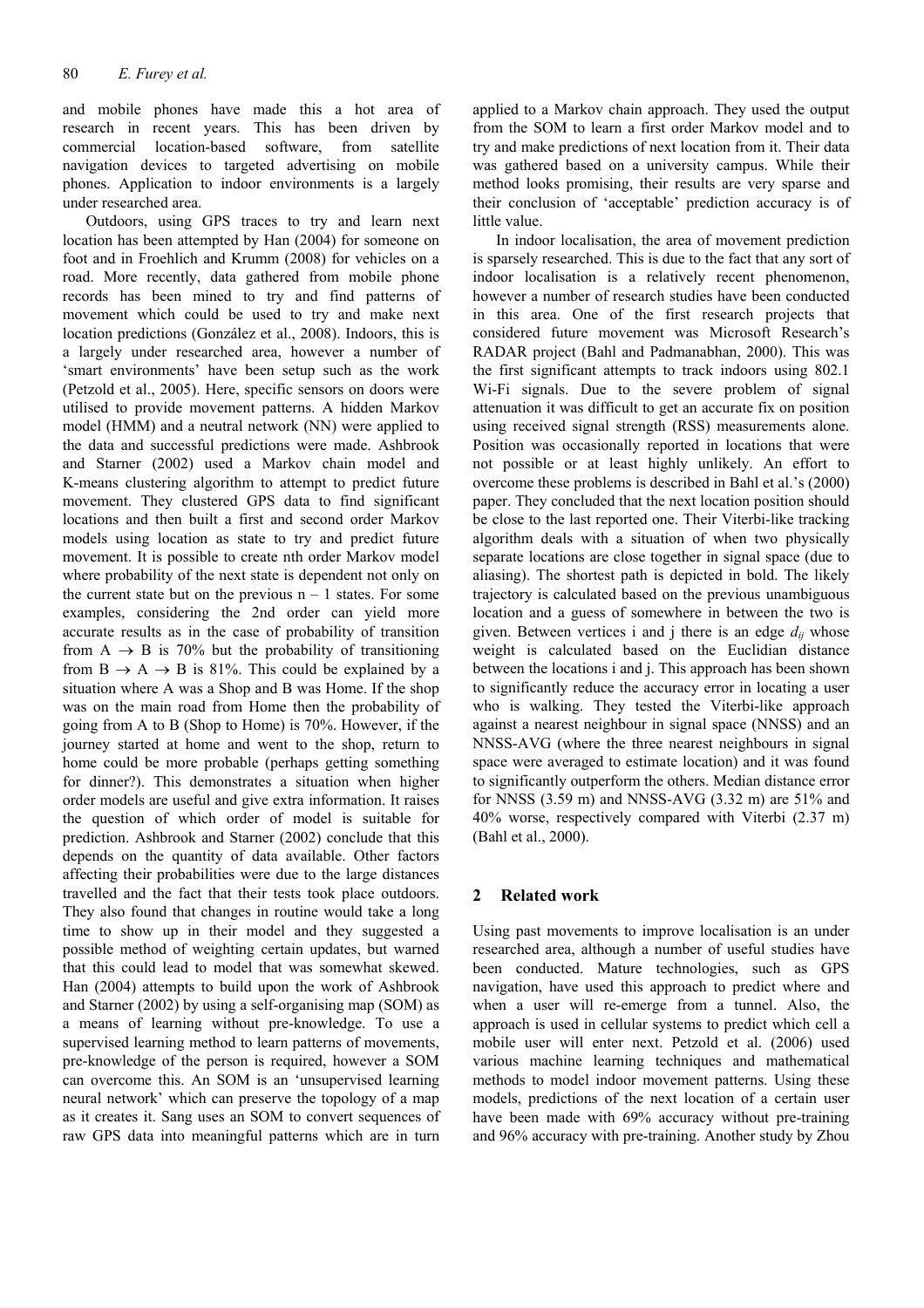and mobile phones have made this a hot area of research in recent years. This has been driven by commercial location-based software, from satellite navigation devices to targeted advertising on mobile phones. Application to indoor environments is a largely under researched area.

Outdoors, using GPS traces to try and learn next location has been attempted by Han (2004) for someone on foot and in Froehlich and Krumm (2008) for vehicles on a road. More recently, data gathered from mobile phone records has been mined to try and find patterns of movement which could be used to try and make next location predictions (González et al., 2008). Indoors, this is a largely under researched area, however a number of 'smart environments' have been setup such as the work (Petzold et al., 2005). Here, specific sensors on doors were utilised to provide movement patterns. A hidden Markov model (HMM) and a neutral network (NN) were applied to the data and successful predictions were made. Ashbrook and Starner (2002) used a Markov chain model and K-means clustering algorithm to attempt to predict future movement. They clustered GPS data to find significant locations and then built a first and second order Markov models using location as state to try and predict future movement. It is possible to create nth order Markov model where probability of the next state is dependent not only on the current state but on the previous $n - 1$ states. For some examples, considering the 2nd order can yield more accurate results as in the case of probability of transition from $A \rightarrow B$ is 70% but the probability of transitioning from $B \rightarrow A \rightarrow B$ is 81%. This could be explained by a situation where A was a Shop and B was Home. If the shop was on the main road from Home then the probability of going from A to B (Shop to Home) is 70%. However, if the journey started at home and went to the shop, return to home could be more probable (perhaps getting something for dinner?). This demonstrates a situation when higher order models are useful and give extra information. It raises the question of which order of model is suitable for prediction. Ashbrook and Starner (2002) conclude that this depends on the quantity of data available. Other factors affecting their probabilities were due to the large distances travelled and the fact that their tests took place outdoors. They also found that changes in routine would take a long time to show up in their model and they suggested a possible method of weighting certain updates, but warned that this could lead to model that was somewhat skewed. Han (2004) attempts to build upon the work of Ashbrook and Starner (2002) by using a self-organising map (SOM) as a means of learning without pre-knowledge. To use a supervised learning method to learn patterns of movements, pre-knowledge of the person is required, however a SOM can overcome this. An SOM is an 'unsupervised learning neural network' which can preserve the topology of a map as it creates it. Sang uses an SOM to convert sequences of raw GPS data into meaningful patterns which are in turn applied to a Markov chain approach. They used the output from the SOM to learn a first order Markov model and to try and make predictions of next location from it. Their data was gathered based on a university campus. While their method looks promising, their results are very sparse and their conclusion of 'acceptable' prediction accuracy is of little value.

In indoor localisation, the area of movement prediction is sparsely researched. This is due to the fact that any sort of indoor localisation is a relatively recent phenomenon, however a number of research studies have been conducted in this area. One of the first research projects that considered future movement was Microsoft Research's RADAR project (Bahl and Padmanabhan, 2000). This was the first significant attempts to track indoors using 802.1 Wi-Fi signals. Due to the severe problem of signal attenuation it was difficult to get an accurate fix on position using received signal strength (RSS) measurements alone. Position was occasionally reported in locations that were not possible or at least highly unlikely. An effort to overcome these problems is described in Bahl et al.'s (2000) paper. They concluded that the next location position should be close to the last reported one. Their Viterbi-like tracking algorithm deals with a situation of when two physically separate locations are close together in signal space (due to aliasing). The shortest path is depicted in bold. The likely trajectory is calculated based on the previous unambiguous location and a guess of somewhere in between the two is given. Between vertices i and j there is an edge $d_{ij}$ whose weight is calculated based on the Euclidian distance between the locations i and j. This approach has been shown to significantly reduce the accuracy error in locating a user who is walking. They tested the Viterbi-like approach against a nearest neighbour in signal space (NNSS) and an NNSS-AVG (where the three nearest neighbours in signal space were averaged to estimate location) and it was found to significantly outperform the others. Median distance error for NNSS (3.59 m) and NNSS-AVG (3.32 m) are 51% and 40% worse, respectively compared with Viterbi (2.37 m) (Bahl et al., 2000).

## 2 Related work

Using past movements to improve localisation is an under researched area, although a number of useful studies have been conducted. Mature technologies, such as GPS navigation, have used this approach to predict where and when a user will re-emerge from a tunnel. Also, the approach is used in cellular systems to predict which cell a mobile user will enter next. Petzold et al. (2006) used various machine learning techniques and mathematical methods to model indoor movement patterns. Using these models, predictions of the next location of a certain user have been made with 69% accuracy without pre-training and 96% accuracy with pre-training. Another study by Zhou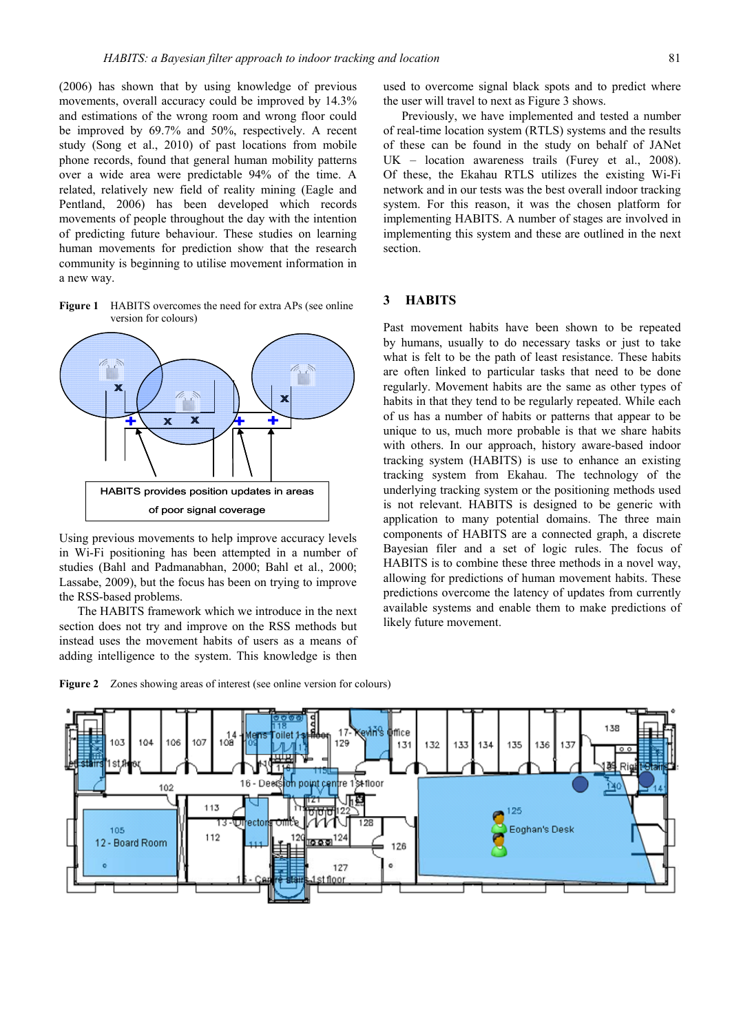(2006) has shown that by using knowledge of previous movements, overall accuracy could be improved by 14.3% and estimations of the wrong room and wrong floor could be improved by 69.7% and 50%, respectively. A recent study (Song et al., 2010) of past locations from mobile phone records, found that general human mobility patterns over a wide area were predictable 94% of the time. A related, relatively new field of reality mining (Eagle and Pentland, 2006) has been developed which records movements of people throughout the day with the intention of predicting future behaviour. These studies on learning human movements for prediction show that the research community is beginning to utilise movement information in a new way.

**Figure 1** HABITS overcomes the need for extra APs (see online version for colours)

HABITS provides position updates in areas of poor signal coverage

Using previous movements to help improve accuracy levels in Wi-Fi positioning has been attempted in a number of studies (Bahl and Padmanabhan, 2000; Bahl et al., 2000; Lassabe, 2009), but the focus has been on trying to improve the RSS-based problems.

The HABITS framework which we introduce in the next section does not try and improve on the RSS methods but instead uses the movement habits of users as a means of adding intelligence to the system. This knowledge is then used to overcome signal black spots and to predict where the user will travel to next as Figure 3 shows.

Previously, we have implemented and tested a number of real-time location system (RTLS) systems and the results of these can be found in the study on behalf of JANet UK – location awareness trails (Furey et al., 2008). Of these, the Ekahau RTLS utilizes the existing Wi-Fi network and in our tests was the best overall indoor tracking system. For this reason, it was the chosen platform for implementing HABITS. A number of stages are involved in implementing this system and these are outlined in the next section.

## 3 HABITS

Past movement habits have been shown to be repeated by humans, usually to do necessary tasks or just to take what is felt to be the path of least resistance. These habits are often linked to particular tasks that need to be done regularly. Movement habits are the same as other types of habits in that they tend to be regularly repeated. While each of us has a number of habits or patterns that appear to be unique to us, much more probable is that we share habits with others. In our approach, history aware-based indoor tracking system (HABITS) is use to enhance an existing tracking system from Ekahau. The technology of the underlying tracking system or the positioning methods used is not relevant. HABITS is designed to be generic with application to many potential domains. The three main components of HABITS are a connected graph, a discrete Bayesian filer and a set of logic rules. The focus of HABITS is to combine these three methods in a novel way, allowing for predictions of human movement habits. These predictions overcome the latency of updates from currently available systems and enable them to make predictions of likely future movement.

**Figure 2** Zones showing areas of interest (see online version for colours)

103
104
106
107
108
14 - Mens Toilet 1st floor
109
118
119
17 - Kevin's Office
130
129
131
132
133
134
135
136
137
138
Left stairs 1st floor
110
116
115
18 Right Stairs
140
141
102
16 - Decision point centre 1st floor
113
121
122
123
125
Eoghan's Desk
105
12 - Board Room
13 - Directors Office
128
112
120
124
126
111
127
15 - Centre stairs 1st floor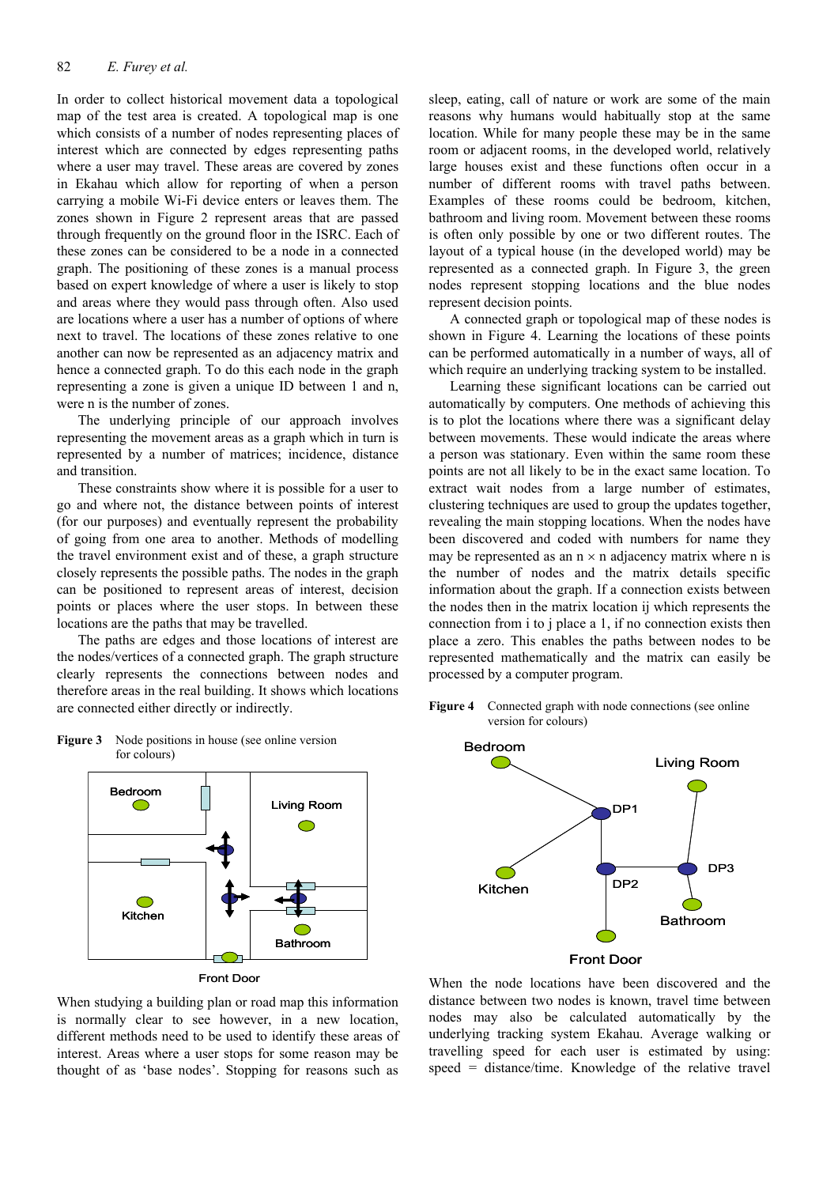In order to collect historical movement data a topological map of the test area is created. A topological map is one which consists of a number of nodes representing places of interest which are connected by edges representing paths where a user may travel. These areas are covered by zones in Ekahau which allow for reporting of when a person carrying a mobile Wi-Fi device enters or leaves them. The zones shown in Figure 2 represent areas that are passed through frequently on the ground floor in the ISRC. Each of these zones can be considered to be a node in a connected graph. The positioning of these zones is a manual process based on expert knowledge of where a user is likely to stop and areas where they would pass through often. Also used are locations where a user has a number of options of where next to travel. The locations of these zones relative to one another can now be represented as an adjacency matrix and hence a connected graph. To do this each node in the graph representing a zone is given a unique ID between 1 and n, were n is the number of zones.

The underlying principle of our approach involves representing the movement areas as a graph which in turn is represented by a number of matrices; incidence, distance and transition.

These constraints show where it is possible for a user to go and where not, the distance between points of interest (for our purposes) and eventually represent the probability of going from one area to another. Methods of modelling the travel environment exist and of these, a graph structure closely represents the possible paths. The nodes in the graph can be positioned to represent areas of interest, decision points or places where the user stops. In between these locations are the paths that may be travelled.

The paths are edges and those locations of interest are the nodes/vertices of a connected graph. The graph structure clearly represents the connections between nodes and therefore areas in the real building. It shows which locations are connected either directly or indirectly.

**Figure 3** Node positions in house (see online version for colours)

Bedroom
Living Room
Kitchen
Bathroom
Front Door

When studying a building plan or road map this information is normally clear to see however, in a new location, different methods need to be used to identify these areas of interest. Areas where a user stops for some reason may be thought of as 'base nodes'. Stopping for reasons such as sleep, eating, call of nature or work are some of the main reasons why humans would habitually stop at the same location. While for many people these may be in the same room or adjacent rooms, in the developed world, relatively large houses exist and these functions often occur in a number of different rooms with travel paths between. Examples of these rooms could be bedroom, kitchen, bathroom and living room. Movement between these rooms is often only possible by one or two different routes. The layout of a typical house (in the developed world) may be represented as a connected graph. In Figure 3, the green nodes represent stopping locations and the blue nodes represent decision points.

A connected graph or topological map of these nodes is shown in Figure 4. Learning the locations of these points can be performed automatically in a number of ways, all of which require an underlying tracking system to be installed.

Learning these significant locations can be carried out automatically by computers. One methods of achieving this is to plot the locations where there was a significant delay between movements. These would indicate the areas where a person was stationary. Even within the same room these points are not all likely to be in the exact same location. To extract wait nodes from a large number of estimates, clustering techniques are used to group the updates together, revealing the main stopping locations. When the nodes have been discovered and coded with numbers for name they may be represented as an $n \times n$ adjacency matrix where n is the number of nodes and the matrix details specific information about the graph. If a connection exists between the nodes then in the matrix location ij which represents the connection from i to j place a 1, if no connection exists then place a zero. This enables the paths between nodes to be represented mathematically and the matrix can easily be processed by a computer program.

**Figure 4** Connected graph with node connections (see online version for colours)

Bedroom
Living Room
DP1
Kitchen
DP2
DP3
Bathroom
Front Door

When the node locations have been discovered and the distance between two nodes is known, travel time between nodes may also be calculated automatically by the underlying tracking system Ekahau. Average walking or travelling speed for each user is estimated by using: speed = distance/time. Knowledge of the relative travel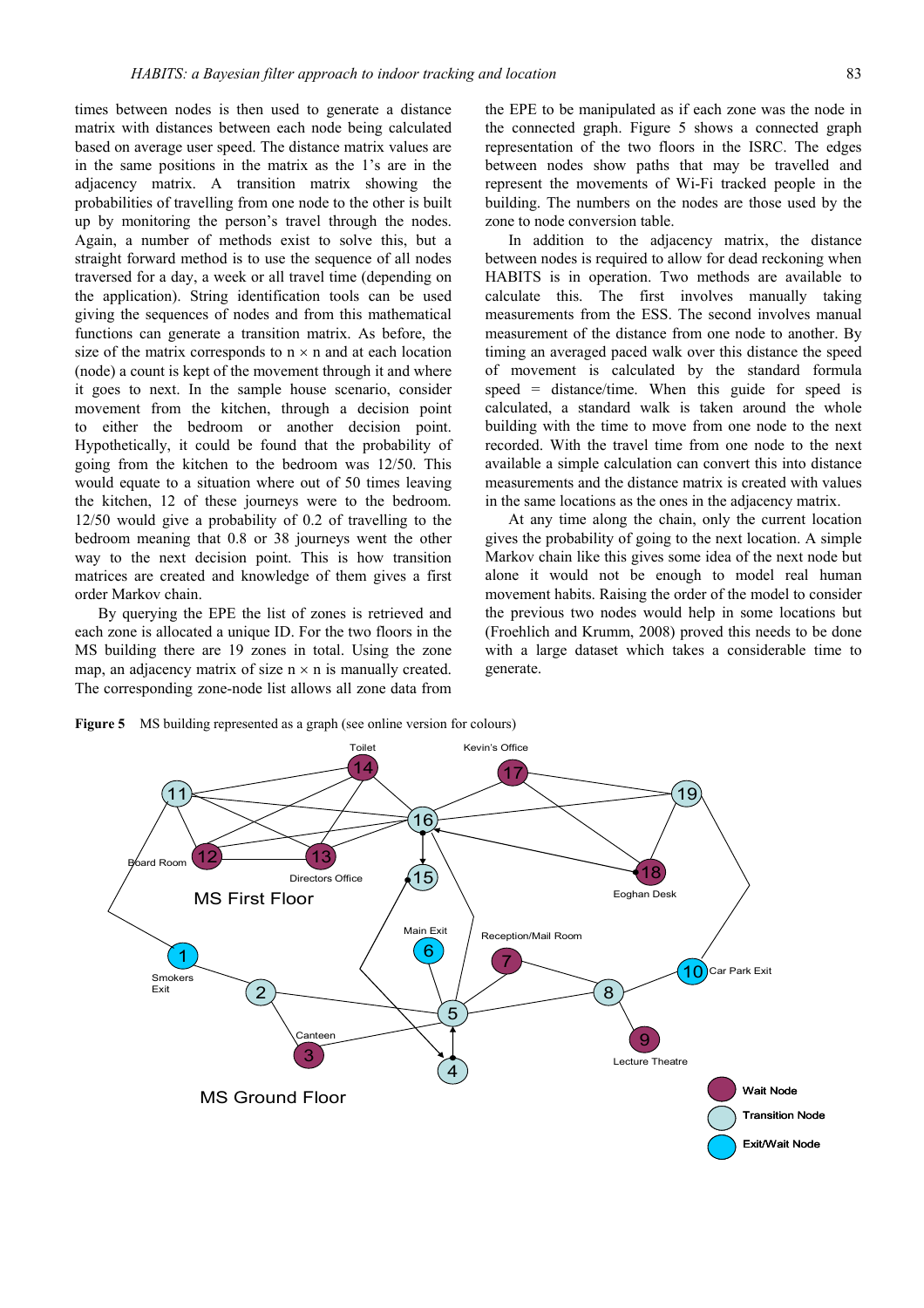times between nodes is then used to generate a distance matrix with distances between each node being calculated based on average user speed. The distance matrix values are in the same positions in the matrix as the 1's are in the adjacency matrix. A transition matrix showing the probabilities of travelling from one node to the other is built up by monitoring the person's travel through the nodes. Again, a number of methods exist to solve this, but a straight forward method is to use the sequence of all nodes traversed for a day, a week or all travel time (depending on the application). String identification tools can be used giving the sequences of nodes and from this mathematical functions can generate a transition matrix. As before, the size of the matrix corresponds to n × n and at each location (node) a count is kept of the movement through it and where it goes to next. In the sample house scenario, consider movement from the kitchen, through a decision point to either the bedroom or another decision point. Hypothetically, it could be found that the probability of going from the kitchen to the bedroom was 12/50. This would equate to a situation where out of 50 times leaving the kitchen, 12 of these journeys were to the bedroom. 12/50 would give a probability of 0.2 of travelling to the bedroom meaning that 0.8 or 38 journeys went the other way to the next decision point. This is how transition matrices are created and knowledge of them gives a first order Markov chain.

By querying the EPE the list of zones is retrieved and each zone is allocated a unique ID. For the two floors in the MS building there are 19 zones in total. Using the zone map, an adjacency matrix of size n × n is manually created. The corresponding zone-node list allows all zone data from the EPE to be manipulated as if each zone was the node in the connected graph. Figure 5 shows a connected graph representation of the two floors in the ISRC. The edges between nodes show paths that may be travelled and represent the movements of Wi-Fi tracked people in the building. The numbers on the nodes are those used by the zone to node conversion table.

In addition to the adjacency matrix, the distance between nodes is required to allow for dead reckoning when HABITS is in operation. Two methods are available to calculate this. The first involves manually taking measurements from the ESS. The second involves manual measurement of the distance from one node to another. By timing an averaged paced walk over this distance the speed of movement is calculated by the standard formula speed = distance/time. When this guide for speed is calculated, a standard walk is taken around the whole building with the time to move from one node to the next recorded. With the travel time from one node to the next available a simple calculation can convert this into distance measurements and the distance matrix is created with values in the same locations as the ones in the adjacency matrix.

At any time along the chain, only the current location gives the probability of going to the next location. A simple Markov chain like this gives some idea of the next node but alone it would not be enough to model real human movement habits. Raising the order of the model to consider the previous two nodes would help in some locations but (Froehlich and Krumm, 2008) proved this needs to be done with a large dataset which takes a considerable time to generate.

**Figure 5** MS building represented as a graph (see online version for colours)

Toilet
Kevin's Office
11
14
17
19
16
Board Room
12
13
Directors Office
15
18
Eoghan Desk
MS First Floor
Main Exit
6
Reception/Mail Room
7
1
Smokers Exit
2
10
Car Park Exit
8
5
Canteen
3
9
Lecture Theatre
4
MS Ground Floor
Wait Node
Transition Node
Exit/Wait Node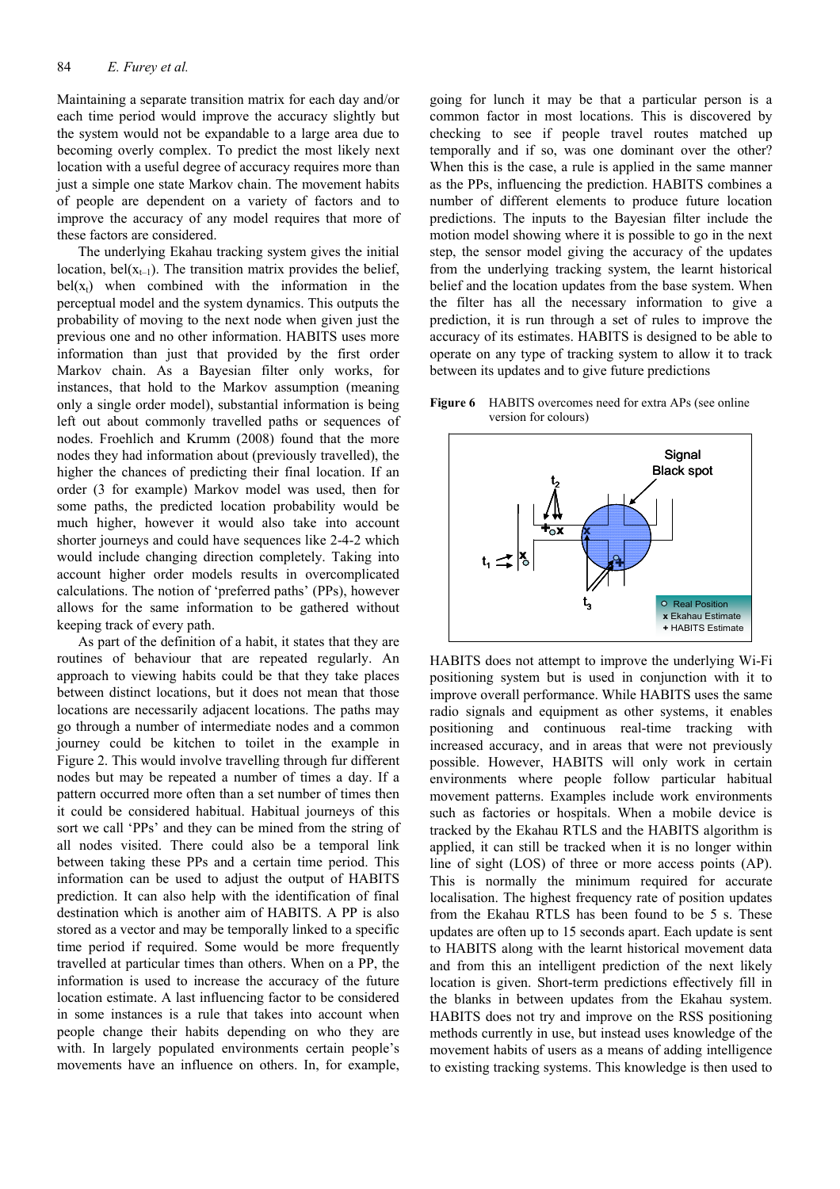Maintaining a separate transition matrix for each day and/or each time period would improve the accuracy slightly but the system would not be expandable to a large area due to becoming overly complex. To predict the most likely next location with a useful degree of accuracy requires more than just a simple one state Markov chain. The movement habits of people are dependent on a variety of factors and to improve the accuracy of any model requires that more of these factors are considered.

The underlying Ekahau tracking system gives the initial location, $bel(x_{t-1})$. The transition matrix provides the belief, $bel(x_t)$ when combined with the information in the perceptual model and the system dynamics. This outputs the probability of moving to the next node when given just the previous one and no other information. HABITS uses more information than just that provided by the first order Markov chain. As a Bayesian filter only works, for instances, that hold to the Markov assumption (meaning only a single order model), substantial information is being left out about commonly travelled paths or sequences of nodes. Froehlich and Krumm (2008) found that the more nodes they had information about (previously travelled), the higher the chances of predicting their final location. If an order (3 for example) Markov model was used, then for some paths, the predicted location probability would be much higher, however it would also take into account shorter journeys and could have sequences like 2-4-2 which would include changing direction completely. Taking into account higher order models results in overcomplicated calculations. The notion of 'preferred paths' (PPs), however allows for the same information to be gathered without keeping track of every path.

As part of the definition of a habit, it states that they are routines of behaviour that are repeated regularly. An approach to viewing habits could be that they take places between distinct locations, but it does not mean that those locations are necessarily adjacent locations. The paths may go through a number of intermediate nodes and a common journey could be kitchen to toilet in the example in Figure 2. This would involve travelling through five different nodes but may be repeated a number of times a day. If a pattern occurred more often than a set number of times then it could be considered habitual. Habitual journeys of this sort we call 'PPs' and they can be mined from the string of all nodes visited. There could also be a temporal link between taking these PPs and a certain time period. This information can be used to adjust the output of HABITS prediction. It can also help with the identification of final destination which is another aim of HABITS. A PP is also stored as a vector and may be temporally linked to a specific time period if required. Some would be more frequently travelled at particular times than others. When on a PP, the information is used to increase the accuracy of the future location estimate. A last influencing factor to be considered in some instances is a rule that takes into account when people change their habits depending on who they are with. In largely populated environments certain people's movements have an influence on others. In, for example, going for lunch it may be that a particular person is a common factor in most locations. This is discovered by checking to see if people travel routes matched up temporally and if so, was one dominant over the other? When this is the case, a rule is applied in the same manner as the PPs, influencing the prediction. HABITS combines a number of different elements to produce future location predictions. The inputs to the Bayesian filter include the motion model showing where it is possible to go in the next step, the sensor model giving the accuracy of the updates from the underlying tracking system, the learnt historical belief and the location updates from the base system. When the filter has all the necessary information to give a prediction, it is run through a set of rules to improve the accuracy of its estimates. HABITS is designed to be able to operate on any type of tracking system to allow it to track between its updates and to give future predictions

**Figure 6** HABITS overcomes need for extra APs (see online version for colours)

Signal
Black spot
$t_2$
$t_1$
$t_3$
Real Position
x Ekahau Estimate
+ HABITS Estimate

HABITS does not attempt to improve the underlying Wi-Fi positioning system but is used in conjunction with it to improve overall performance. While HABITS uses the same radio signals and equipment as other systems, it enables positioning and continuous real-time tracking with increased accuracy, and in areas that were not previously possible. However, HABITS will only work in certain environments where people follow particular habitual movement patterns. Examples include work environments such as factories or hospitals. When a mobile device is tracked by the Ekahau RTLS and the HABITS algorithm is applied, it can still be tracked when it is no longer within line of sight (LOS) of three or more access points (AP). This is normally the minimum required for accurate localisation. The highest frequency rate of position updates from the Ekahau RTLS has been found to be 5 s. These updates are often up to 15 seconds apart. Each update is sent to HABITS along with the learnt historical movement data and from this an intelligent prediction of the next likely location is given. Short-term predictions effectively fill in the blanks in between updates from the Ekahau system. HABITS does not try and improve on the RSS positioning methods currently in use, but instead uses knowledge of the movement habits of users as a means of adding intelligence to existing tracking systems. This knowledge is then used to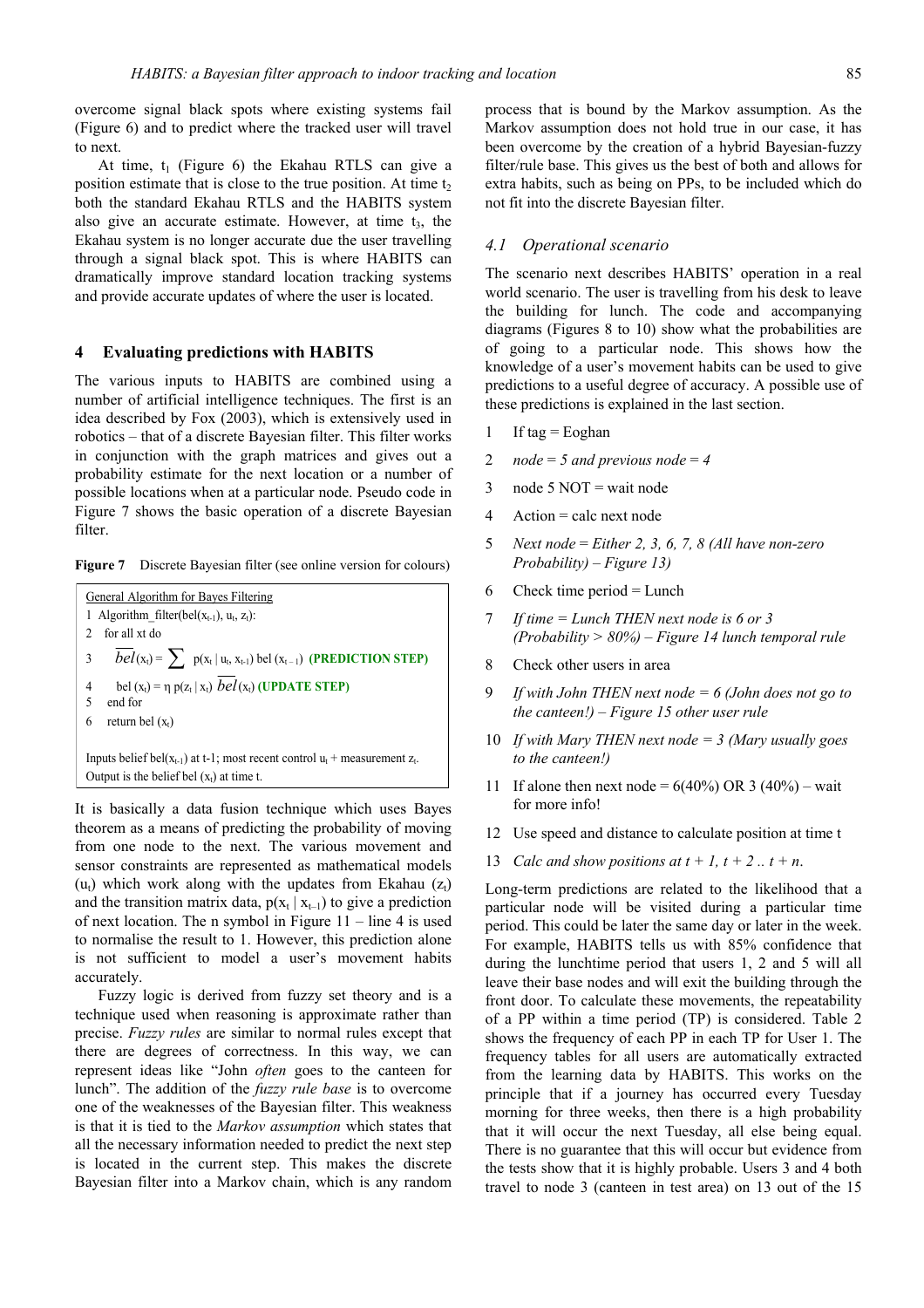overcome signal black spots where existing systems fail (Figure 6) and to predict where the tracked user will travel to next.

At time, $t_1$ (Figure 6) the Ekahau RTLS can give a position estimate that is close to the true position. At time $t_2$ both the standard Ekahau RTLS and the HABITS system also give an accurate estimate. However, at time $t_3$, the Ekahau system is no longer accurate due the user travelling through a signal black spot. This is where HABITS can dramatically improve standard location tracking systems and provide accurate updates of where the user is located.

## 4 Evaluating predictions with HABITS

The various inputs to HABITS are combined using a number of artificial intelligence techniques. The first is an idea described by Fox (2003), which is extensively used in robotics – that of a discrete Bayesian filter. This filter works in conjunction with the graph matrices and gives out a probability estimate for the next location or a number of possible locations when at a particular node. Pseudo code in Figure 7 shows the basic operation of a discrete Bayesian filter.

**Figure 7** Discrete Bayesian filter (see online version for colours)

General Algorithm for Bayes Filtering

1 Algorithm_filter($bel(x_{t-1})$, $u_t$, $z_t$):
2 for all xt do
3 $\overline{bel}(x_t) = \sum p(x_t \mid u_t, x_{t-1})\, bel(x_{t-1})$ **(PREDICTION STEP)**
4 $bel(x_t) = \eta\, p(z_t \mid x_t)\, \overline{bel}(x_t)$ **(UPDATE STEP)**
5 end for
6 return $bel(x_t)$

Inputs belief $bel(x_{t-1})$ at t-1; most recent control $u_t$ + measurement $z_t$.
Output is the belief $bel(x_t)$ at time t.

It is basically a data fusion technique which uses Bayes theorem as a means of predicting the probability of moving from one node to the next. The various movement and sensor constraints are represented as mathematical models ($u_t$) which work along with the updates from Ekahau ($z_t$) and the transition matrix data, $p(x_t \mid x_{t-1})$ to give a prediction of next location. The n symbol in Figure 11 – line 4 is used to normalise the result to 1. However, this prediction alone is not sufficient to model a user's movement habits accurately.

Fuzzy logic is derived from fuzzy set theory and is a technique used when reasoning is approximate rather than precise. *Fuzzy rules* are similar to normal rules except that there are degrees of correctness. In this way, we can represent ideas like "John *often* goes to the canteen for lunch". The addition of the *fuzzy rule base* is to overcome one of the weaknesses of the Bayesian filter. This weakness is that it is tied to the *Markov assumption* which states that all the necessary information needed to predict the next step is located in the current step. This makes the discrete Bayesian filter into a Markov chain, which is any random process that is bound by the Markov assumption. As the Markov assumption does not hold true in our case, it has been overcome by the creation of a hybrid Bayesian-fuzzy filter/rule base. This gives us the best of both and allows for extra habits, such as being on PPs, to be included which do not fit into the discrete Bayesian filter.

### 4.1 Operational scenario

The scenario next describes HABITS' operation in a real world scenario. The user is travelling from his desk to leave the building for lunch. The code and accompanying diagrams (Figures 8 to 10) show what the probabilities are of going to a particular node. This shows how the knowledge of a user's movement habits can be used to give predictions to a useful degree of accuracy. A possible use of these predictions is explained in the last section.

1 If tag = Eoghan
2 *node = 5 and previous node = 4*
3 node 5 NOT = wait node
4 Action = calc next node
5 *Next node = Either 2, 3, 6, 7, 8 (All have non-zero Probability) – Figure 13)*
6 Check time period = Lunch
7 *If time = Lunch THEN next node is 6 or 3 (Probability > 80%) – Figure 14 lunch temporal rule*
8 Check other users in area
9 *If with John THEN next node = 6 (John does not go to the canteen!) – Figure 15 other user rule*
10 *If with Mary THEN next node = 3 (Mary usually goes to the canteen!)*
11 If alone then next node = 6(40%) OR 3 (40%) – wait for more info!
12 Use speed and distance to calculate position at time t
13 *Calc and show positions at t + 1, t + 2 .. t + n.*

Long-term predictions are related to the likelihood that a particular node will be visited during a particular time period. This could be later the same day or later in the week. For example, HABITS tells us with 85% confidence that during the lunchtime period that users 1, 2 and 5 will all leave their base nodes and will exit the building through the front door. To calculate these movements, the repeatability of a PP within a time period (TP) is considered. Table 2 shows the frequency of each PP in each TP for User 1. The frequency tables for all users are automatically extracted from the learning data by HABITS. This works on the principle that if a journey has occurred every Tuesday morning for three weeks, then there is a high probability that it will occur the next Tuesday, all else being equal. There is no guarantee that this will occur but evidence from the tests show that it is highly probable. Users 3 and 4 both travel to node 3 (canteen in test area) on 13 out of the 15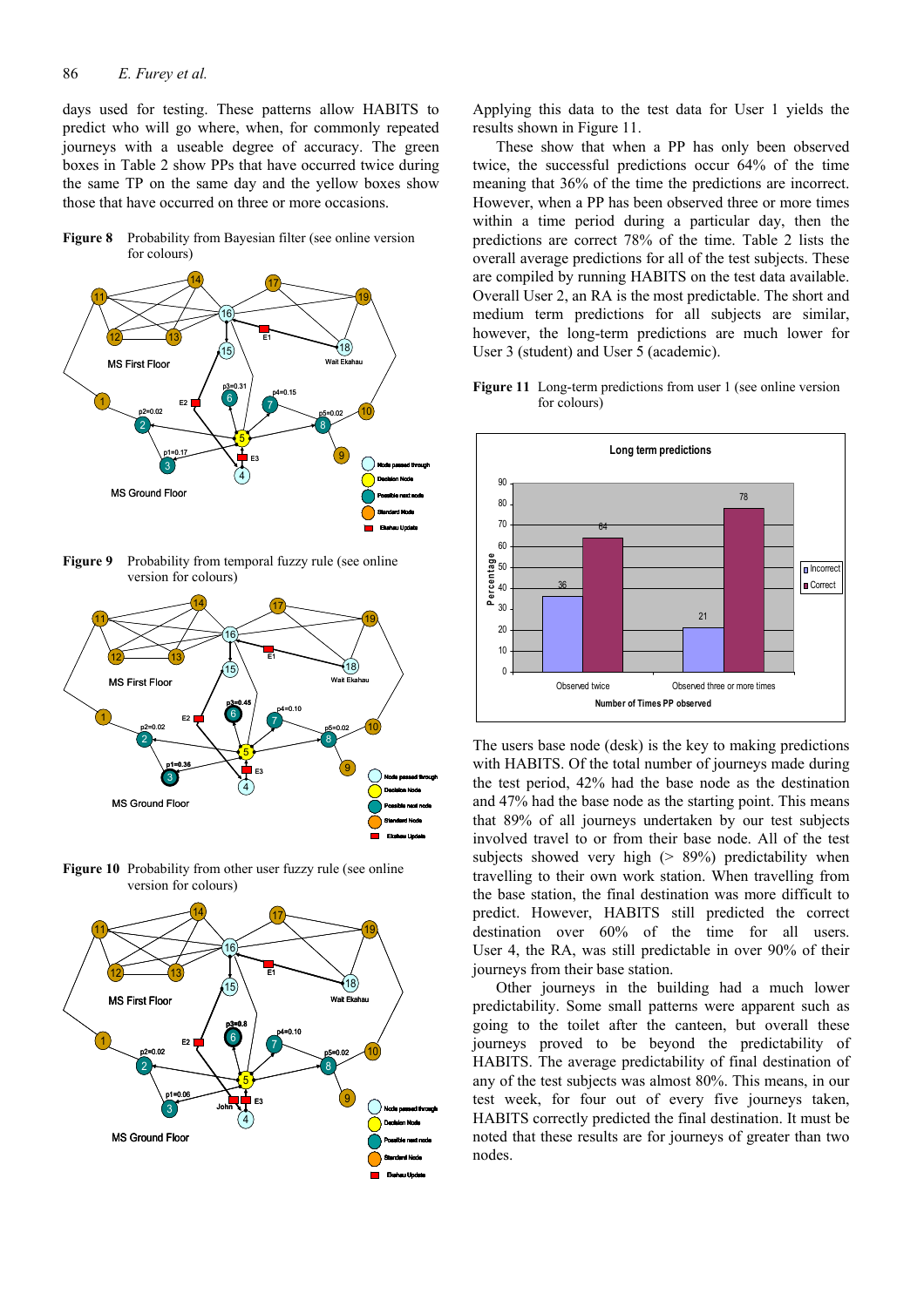days used for testing. These patterns allow HABITS to predict who will go where, when, for commonly repeated journeys with a useable degree of accuracy. The green boxes in Table 2 show PPs that have occurred twice during the same TP on the same day and the yellow boxes show those that have occurred on three or more occasions.

**Figure 8** Probability from Bayesian filter (see online version for colours)

**Figure 9** Probability from temporal fuzzy rule (see online version for colours)

**Figure 10** Probability from other user fuzzy rule (see online version for colours)

Applying this data to the test data for User 1 yields the results shown in Figure 11.

These show that when a PP has only been observed twice, the successful predictions occur 64% of the time meaning that 36% of the time the predictions are incorrect. However, when a PP has been observed three or more times within a time period during a particular day, then the predictions are correct 78% of the time. Table 2 lists the overall average predictions for all of the test subjects. These are compiled by running HABITS on the test data available. Overall User 2, an RA is the most predictable. The short and medium term predictions for all subjects are similar, however, the long-term predictions are much lower for User 3 (student) and User 5 (academic).

**Figure 11** Long-term predictions from user 1 (see online version for colours)

The users base node (desk) is the key to making predictions with HABITS. Of the total number of journeys made during the test period, 42% had the base node as the destination and 47% had the base node as the starting point. This means that 89% of all journeys undertaken by our test subjects involved travel to or from their base node. All of the test subjects showed very high (> 89%) predictability when travelling to their own work station. When travelling from the base station, the final destination was more difficult to predict. However, HABITS still predicted the correct destination over 60% of the time for all users. User 4, the RA, was still predictable in over 90% of their journeys from their base station.

Other journeys in the building had a much lower predictability. Some small patterns were apparent such as going to the toilet after the canteen, but overall these journeys proved to be beyond the predictability of HABITS. The average predictability of final destination of any of the test subjects was almost 80%. This means, in our test week, for four out of every five journeys taken, HABITS correctly predicted the final destination. It must be noted that these results are for journeys of greater than two nodes.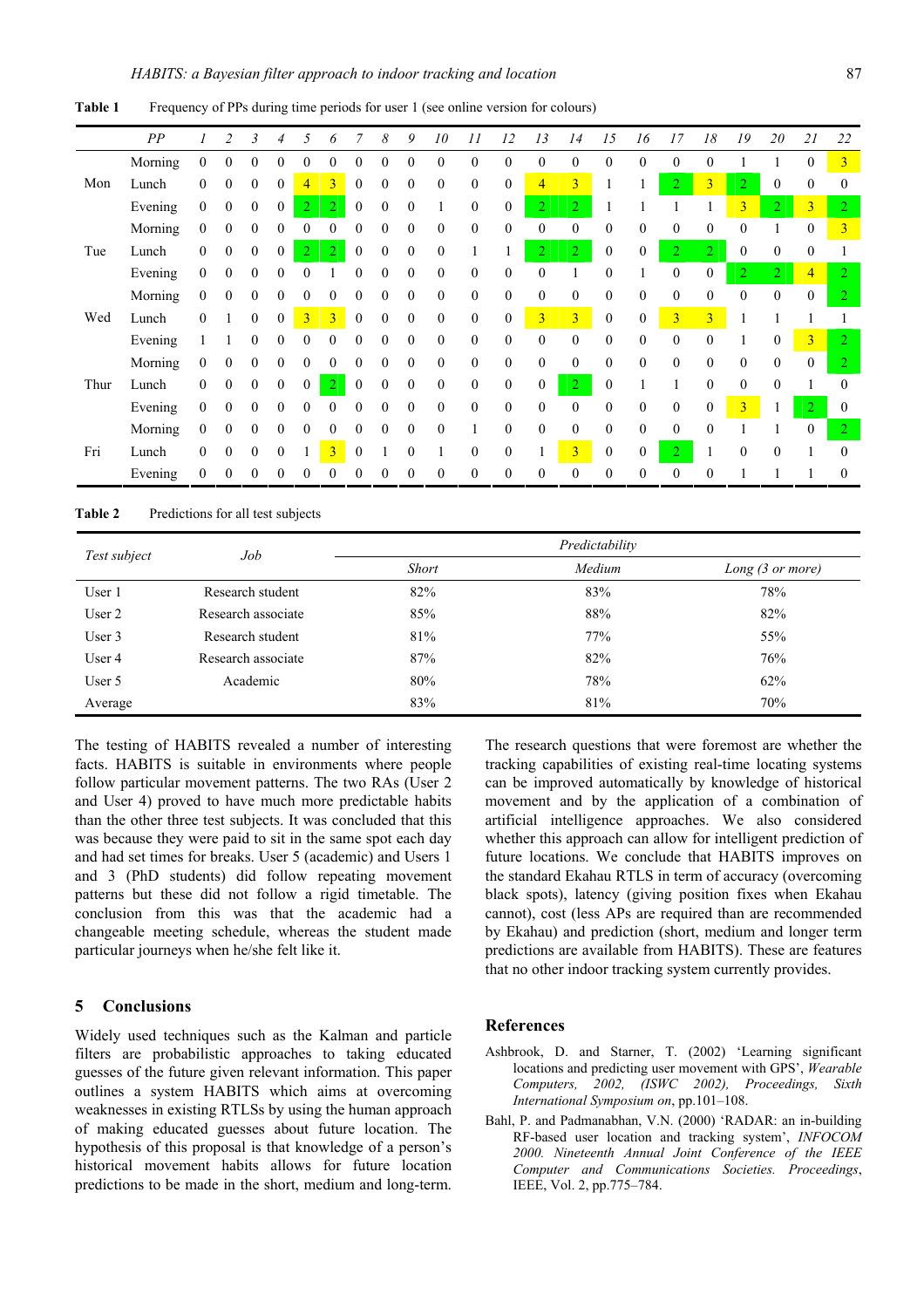**Table 1** Frequency of PPs during time periods for user 1 (see online version for colours)

| | *PP* | *1* | *2* | *3* | *4* | *5* | *6* | *7* | *8* | *9* | *10* | *11* | *12* | *13* | *14* | *15* | *16* | *17* | *18* | *19* | *20* | *21* | *22* |
|---|---|---|---|---|---|---|---|---|---|---|---|---|---|---|---|---|---|---|---|---|---|---|---|
| Mon | Morning | 0 | 0 | 0 | 0 | 0 | 0 | 0 | 0 | 0 | 0 | 0 | 0 | 0 | 0 | 0 | 0 | 0 | 0 | 1 | 1 | 0 | 3 |
| | Lunch | 0 | 0 | 0 | 0 | 4 | 3 | 0 | 0 | 0 | 0 | 0 | 0 | 4 | 3 | 1 | 1 | 2 | 3 | 2 | 0 | 0 | 0 |
| | Evening | 0 | 0 | 0 | 0 | 2 | 2 | 0 | 0 | 0 | 1 | 0 | 0 | 2 | 2 | 1 | 1 | 1 | 1 | 3 | 2 | 3 | 2 |
| Tue | Morning | 0 | 0 | 0 | 0 | 0 | 0 | 0 | 0 | 0 | 0 | 0 | 0 | 0 | 0 | 0 | 0 | 0 | 0 | 0 | 1 | 0 | 3 |
| | Lunch | 0 | 0 | 0 | 0 | 2 | 2 | 0 | 0 | 0 | 0 | 1 | 1 | 2 | 2 | 0 | 0 | 2 | 2 | 0 | 0 | 0 | 1 |
| | Evening | 0 | 0 | 0 | 0 | 0 | 1 | 0 | 0 | 0 | 0 | 0 | 0 | 0 | 1 | 0 | 1 | 0 | 0 | 2 | 2 | 4 | 2 |
| Wed | Morning | 0 | 0 | 0 | 0 | 0 | 0 | 0 | 0 | 0 | 0 | 0 | 0 | 0 | 0 | 0 | 0 | 0 | 0 | 0 | 0 | 0 | 2 |
| | Lunch | 0 | 1 | 0 | 0 | 3 | 3 | 0 | 0 | 0 | 0 | 0 | 0 | 3 | 3 | 0 | 0 | 3 | 3 | 1 | 1 | 1 | 1 |
| | Evening | 1 | 1 | 0 | 0 | 0 | 0 | 0 | 0 | 0 | 0 | 0 | 0 | 0 | 0 | 0 | 0 | 0 | 0 | 1 | 0 | 3 | 2 |
| Thur | Morning | 0 | 0 | 0 | 0 | 0 | 0 | 0 | 0 | 0 | 0 | 0 | 0 | 0 | 0 | 0 | 0 | 0 | 0 | 0 | 0 | 0 | 2 |
| | Lunch | 0 | 0 | 0 | 0 | 0 | 2 | 0 | 0 | 0 | 0 | 0 | 0 | 0 | 2 | 0 | 1 | 1 | 0 | 0 | 0 | 1 | 0 |
| | Evening | 0 | 0 | 0 | 0 | 0 | 0 | 0 | 0 | 0 | 0 | 0 | 0 | 0 | 0 | 0 | 0 | 0 | 0 | 3 | 1 | 2 | 0 |
| Fri | Morning | 0 | 0 | 0 | 0 | 0 | 0 | 0 | 0 | 0 | 0 | 1 | 0 | 0 | 0 | 0 | 0 | 0 | 0 | 1 | 1 | 0 | 2 |
| | Lunch | 0 | 0 | 0 | 0 | 1 | 3 | 0 | 1 | 0 | 1 | 0 | 0 | 1 | 3 | 0 | 0 | 2 | 1 | 0 | 0 | 1 | 0 |
| | Evening | 0 | 0 | 0 | 0 | 0 | 0 | 0 | 0 | 0 | 0 | 0 | 0 | 0 | 0 | 0 | 0 | 0 | 0 | 1 | 1 | 1 | 0 |

**Table 2** Predictions for all test subjects

| Test subject | Job | Predictability | | |
|---|---|---|---|---|
| | | *Short* | *Medium* | *Long (3 or more)* |
| User 1 | Research student | 82% | 83% | 78% |
| User 2 | Research associate | 85% | 88% | 82% |
| User 3 | Research student | 81% | 77% | 55% |
| User 4 | Research associate | 87% | 82% | 76% |
| User 5 | Academic | 80% | 78% | 62% |
| Average | | 83% | 81% | 70% |

The testing of HABITS revealed a number of interesting facts. HABITS is suitable in environments where people follow particular movement patterns. The two RAs (User 2 and User 4) proved to have much more predictable habits than the other three test subjects. It was concluded that this was because they were paid to sit in the same spot each day and had set times for breaks. User 5 (academic) and Users 1 and 3 (PhD students) did follow repeating movement patterns but these did not follow a rigid timetable. The conclusion from this was that the academic had a changeable meeting schedule, whereas the student made particular journeys when he/she felt like it.

## 5 Conclusions

Widely used techniques such as the Kalman and particle filters are probabilistic approaches to taking educated guesses of the future given relevant information. This paper outlines a system HABITS which aims at overcoming weaknesses in existing RTLSs by using the human approach of making educated guesses about future location. The hypothesis of this proposal is that knowledge of a person's historical movement habits allows for future location predictions to be made in the short, medium and long-term.

The research questions that were foremost are whether the tracking capabilities of existing real-time locating systems can be improved automatically by knowledge of historical movement and by the application of a combination of artificial intelligence approaches. We also considered whether this approach can allow for intelligent prediction of future locations. We conclude that HABITS improves on the standard Ekahau RTLS in term of accuracy (overcoming black spots), latency (giving position fixes when Ekahau cannot), cost (less APs are required than are recommended by Ekahau) and prediction (short, medium and longer term predictions are available from HABITS). These are features that no other indoor tracking system currently provides.

## References

Ashbrook, D. and Starner, T. (2002) 'Learning significant locations and predicting user movement with GPS', *Wearable Computers, 2002, (ISWC 2002), Proceedings, Sixth International Symposium on*, pp.101–108.

Bahl, P. and Padmanabhan, V.N. (2000) 'RADAR: an in-building RF-based user location and tracking system', *INFOCOM 2000. Nineteenth Annual Joint Conference of the IEEE Computer and Communications Societies. Proceedings*, IEEE, Vol. 2, pp.775–784.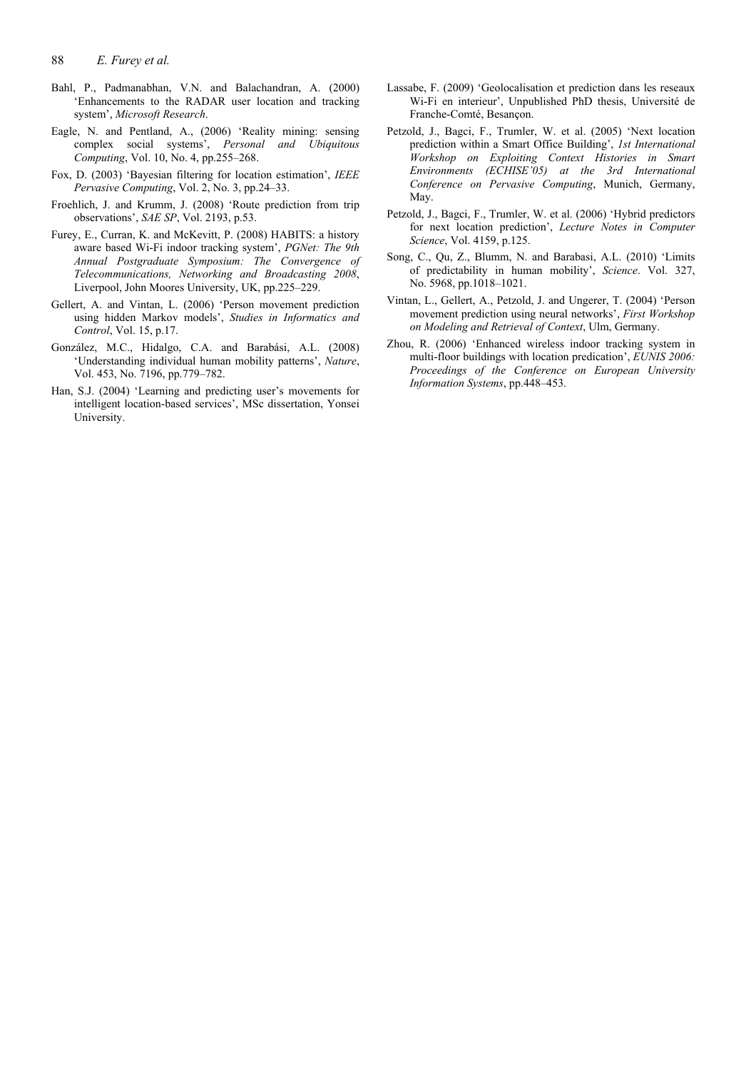Bahl, P., Padmanabhan, V.N. and Balachandran, A. (2000) 'Enhancements to the RADAR user location and tracking system', *Microsoft Research*.

Eagle, N. and Pentland, A., (2006) 'Reality mining: sensing complex social systems', *Personal and Ubiquitous Computing*, Vol. 10, No. 4, pp.255–268.

Fox, D. (2003) 'Bayesian filtering for location estimation', *IEEE Pervasive Computing*, Vol. 2, No. 3, pp.24–33.

Froehlich, J. and Krumm, J. (2008) 'Route prediction from trip observations', *SAE SP*, Vol. 2193, p.53.

Furey, E., Curran, K. and McKevitt, P. (2008) HABITS: a history aware based Wi-Fi indoor tracking system', *PGNet: The 9th Annual Postgraduate Symposium: The Convergence of Telecommunications, Networking and Broadcasting 2008*, Liverpool, John Moores University, UK, pp.225–229.

Gellert, A. and Vintan, L. (2006) 'Person movement prediction using hidden Markov models', *Studies in Informatics and Control*, Vol. 15, p.17.

González, M.C., Hidalgo, C.A. and Barabási, A.L. (2008) 'Understanding individual human mobility patterns', *Nature*, Vol. 453, No. 7196, pp.779–782.

Han, S.J. (2004) 'Learning and predicting user's movements for intelligent location-based services', MSc dissertation, Yonsei University.

Lassabe, F. (2009) 'Geolocalisation et prediction dans les reseaux Wi-Fi en interieur', Unpublished PhD thesis, Université de Franche-Comté, Besançon.

Petzold, J., Bagci, F., Trumler, W. et al. (2005) 'Next location prediction within a Smart Office Building', *1st International Workshop on Exploiting Context Histories in Smart Environments (ECHISE'05) at the 3rd International Conference on Pervasive Computing*, Munich, Germany, May.

Petzold, J., Bagci, F., Trumler, W. et al. (2006) 'Hybrid predictors for next location prediction', *Lecture Notes in Computer Science*, Vol. 4159, p.125.

Song, C., Qu, Z., Blumm, N. and Barabasi, A.L. (2010) 'Limits of predictability in human mobility', *Science*. Vol. 327, No. 5968, pp.1018–1021.

Vintan, L., Gellert, A., Petzold, J. and Ungerer, T. (2004) 'Person movement prediction using neural networks', *First Workshop on Modeling and Retrieval of Context*, Ulm, Germany.

Zhou, R. (2006) 'Enhanced wireless indoor tracking system in multi-floor buildings with location predication', *EUNIS 2006: Proceedings of the Conference on European University Information Systems*, pp.448–453.